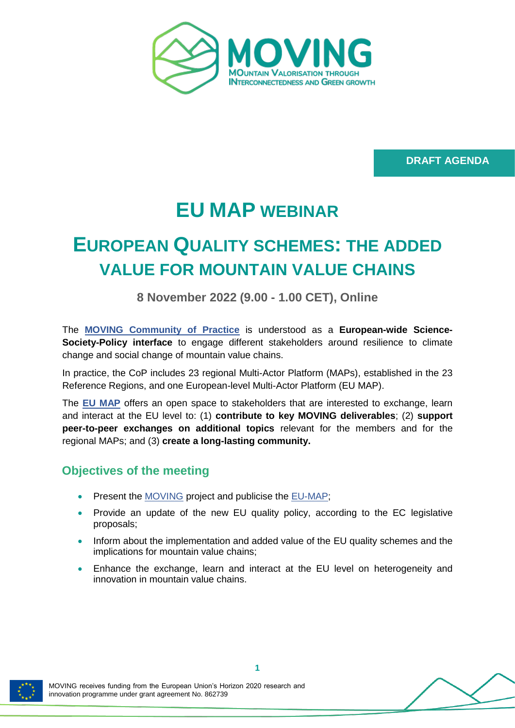MOVING

MOUNTAIN VALORISATION THROUGH INTERCONNECTEDNESS AND GREEN GROWTH

**DRAFT AGENDA**

# EU MAP WEBINAR

# EUROPEAN QUALITY SCHEMES: THE ADDED VALUE FOR MOUNTAIN VALUE CHAINS

**8 November 2022 (9.00 - 1.00 CET), Online**

The **MOVING Community of Practice** is understood as a **European-wide Science-Society-Policy interface** to engage different stakeholders around resilience to climate change and social change of mountain value chains.

In practice, the CoP includes 23 regional Multi-Actor Platform (MAPs), established in the 23 Reference Regions, and one European-level Multi-Actor Platform (EU MAP).

The **EU MAP** offers an open space to stakeholders that are interested to exchange, learn and interact at the EU level to: (1) **contribute to key MOVING deliverables**; (2) **support peer-to-peer exchanges on additional topics** relevant for the members and for the regional MAPs; and (3) **create a long-lasting community.**

## Objectives of the meeting

- Present the MOVING project and publicise the EU-MAP;
- Provide an update of the new EU quality policy, according to the EC legislative proposals;
- Inform about the implementation and added value of the EU quality schemes and the implications for mountain value chains;
- Enhance the exchange, learn and interact at the EU level on heterogeneity and innovation in mountain value chains.

MOVING receives funding from the European Union's Horizon 2020 research and innovation programme under grant agreement No. 862739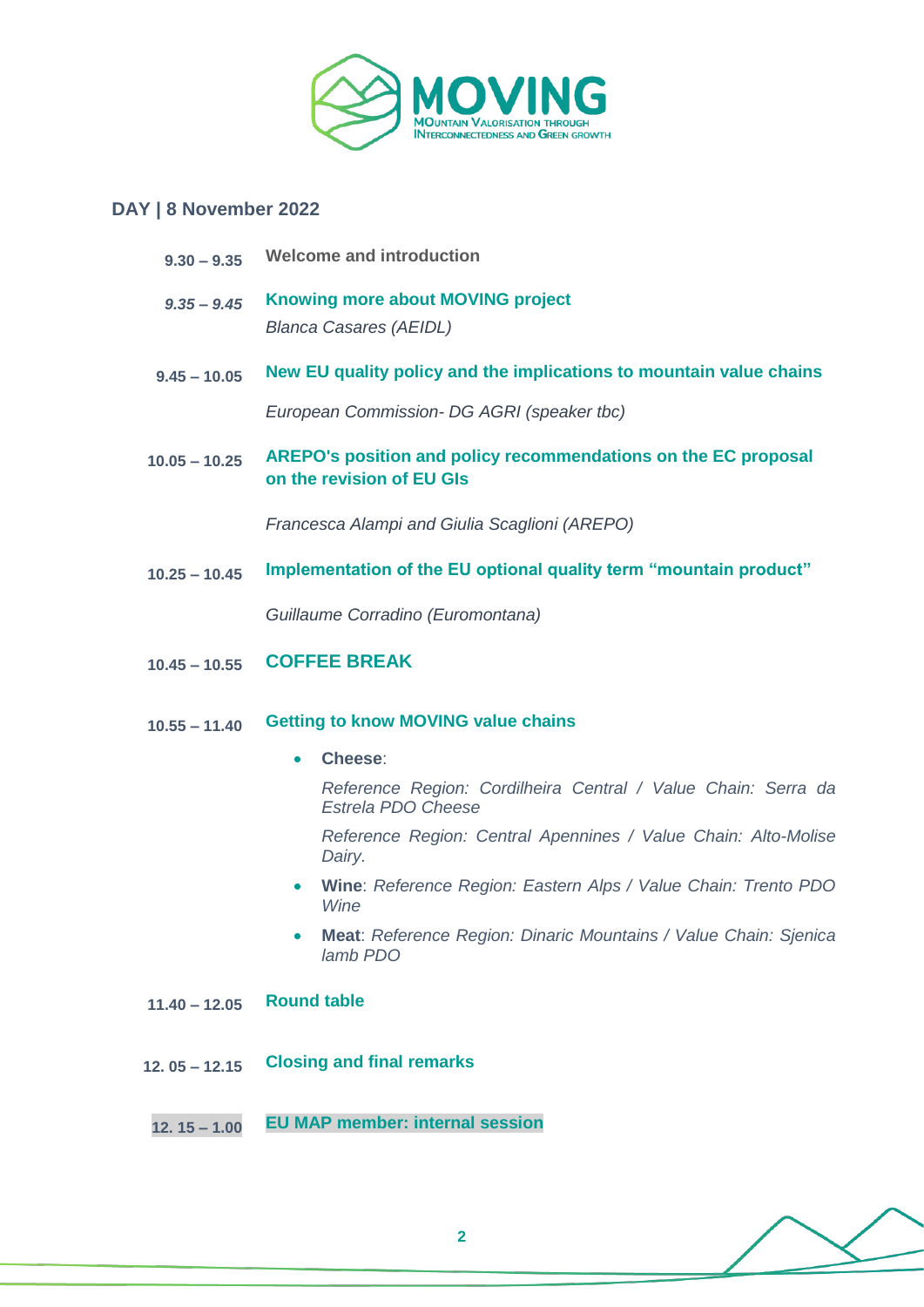MOVING

MOuntain VAlorisation through INterconnectedness and Green growth

## DAY | 8 November 2022

**9.30 – 9.35** **Welcome and introduction**

***9.35 – 9.45*** **Knowing more about MOVING project**

*Blanca Casares (AEIDL)*

**9.45 – 10.05** **New EU quality policy and the implications to mountain value chains**

*European Commission- DG AGRI (speaker tbc)*

**10.05 – 10.25** **AREPO's position and policy recommendations on the EC proposal on the revision of EU GIs**

*Francesca Alampi and Giulia Scaglioni (AREPO)*

**10.25 – 10.45** **Implementation of the EU optional quality term "mountain product"**

*Guillaume Corradino (Euromontana)*

**10.45 – 10.55** **COFFEE BREAK**

**10.55 – 11.40** **Getting to know MOVING value chains**

- **Cheese**:

  *Reference Region: Cordilheira Central / Value Chain: Serra da Estrela PDO Cheese*

  *Reference Region: Central Apennines / Value Chain: Alto-Molise Dairy.*

- **Wine**: *Reference Region: Eastern Alps / Value Chain: Trento PDO Wine*

- **Meat**: *Reference Region: Dinaric Mountains / Value Chain: Sjenica lamb PDO*

**11.40 – 12.05** **Round table**

**12. 05 – 12.15** **Closing and final remarks**

**12. 15 – 1.00** **EU MAP member: internal session**